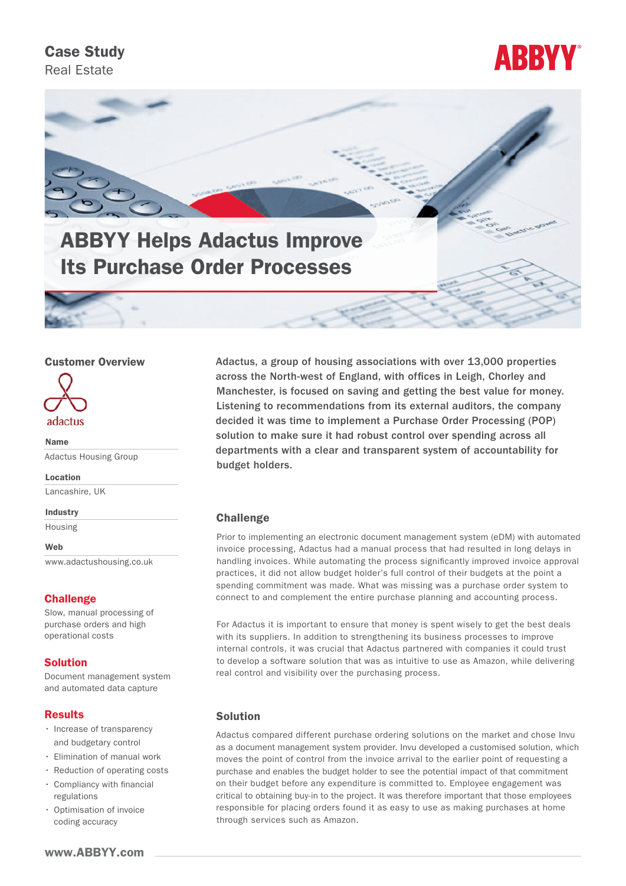# Case Study

Real Estate

## ABBYY Helps Adactus Improve Its Purchase Order Processes

### Customer Overview

adactus

**Name**

Adactus Housing Group

**Location**

Lancashire, UK

**Industry**

Housing

**Web**

www.adactushousing.co.uk

### Challenge

Slow, manual processing of purchase orders and high operational costs

### Solution

Document management system and automated data capture

### Results

- Increase of transparency and budgetary control
- Elimination of manual work
- Reduction of operating costs
- Compliancy with financial regulations
- Optimisation of invoice coding accuracy

**Adactus, a group of housing associations with over 13,000 properties across the North-west of England, with offices in Leigh, Chorley and Manchester, is focused on saving and getting the best value for money. Listening to recommendations from its external auditors, the company decided it was time to implement a Purchase Order Processing (POP) solution to make sure it had robust control over spending across all departments with a clear and transparent system of accountability for budget holders.**

### Challenge

Prior to implementing an electronic document management system (eDM) with automated invoice processing, Adactus had a manual process that had resulted in long delays in handling invoices. While automating the process significantly improved invoice approval practices, it did not allow budget holder's full control of their budgets at the point a spending commitment was made. What was missing was a purchase order system to connect to and complement the entire purchase planning and accounting process.

For Adactus it is important to ensure that money is spent wisely to get the best deals with its suppliers. In addition to strengthening its business processes to improve internal controls, it was crucial that Adactus partnered with companies it could trust to develop a software solution that was as intuitive to use as Amazon, while delivering real control and visibility over the purchasing process.

### Solution

Adactus compared different purchase ordering solutions on the market and chose Invu as a document management system provider. Invu developed a customised solution, which moves the point of control from the invoice arrival to the earlier point of requesting a purchase and enables the budget holder to see the potential impact of that commitment on their budget before any expenditure is committed to. Employee engagement was critical to obtaining buy-in to the project. It was therefore important that those employees responsible for placing orders found it as easy to use as making purchases at home through services such as Amazon.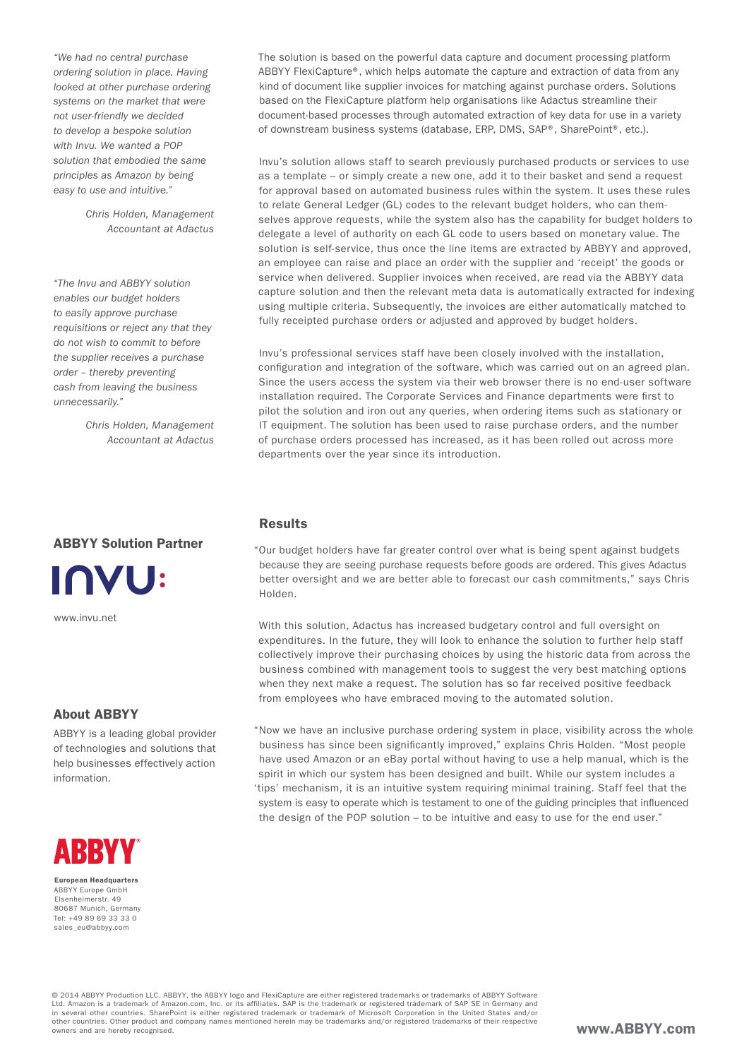*"We had no central purchase ordering solution in place. Having looked at other purchase ordering systems on the market that were not user-friendly we decided to develop a bespoke solution with Invu. We wanted a POP solution that embodied the same principles as Amazon by being easy to use and intuitive."*

Chris Holden, Management Accountant at Adactus

*"The Invu and ABBYY solution enables our budget holders to easily approve purchase requisitions or reject any that they do not wish to commit to before the supplier receives a purchase order – thereby preventing cash from leaving the business unnecessarily."*

Chris Holden, Management Accountant at Adactus

The solution is based on the powerful data capture and document processing platform ABBYY FlexiCapture®, which helps automate the capture and extraction of data from any kind of document like supplier invoices for matching against purchase orders. Solutions based on the FlexiCapture platform help organisations like Adactus streamline their document-based processes through automated extraction of key data for use in a variety of downstream business systems (database, ERP, DMS, SAP®, SharePoint®, etc.).

Invu's solution allows staff to search previously purchased products or services to use as a template – or simply create a new one, add it to their basket and send a request for approval based on automated business rules within the system. It uses these rules to relate General Ledger (GL) codes to the relevant budget holders, who can themselves approve requests, while the system also has the capability for budget holders to delegate a level of authority on each GL code to users based on monetary value. The solution is self-service, thus once the line items are extracted by ABBYY and approved, an employee can raise and place an order with the supplier and 'receipt' the goods or service when delivered. Supplier invoices when received, are read via the ABBYY data capture solution and then the relevant meta data is automatically extracted for indexing using multiple criteria. Subsequently, the invoices are either automatically matched to fully receipted purchase orders or adjusted and approved by budget holders.

Invu's professional services staff have been closely involved with the installation, configuration and integration of the software, which was carried out on an agreed plan. Since the users access the system via their web browser there is no end-user software installation required. The Corporate Services and Finance departments were first to pilot the solution and iron out any queries, when ordering items such as stationary or IT equipment. The solution has been used to raise purchase orders, and the number of purchase orders processed has increased, as it has been rolled out across more departments over the year since its introduction.

## Results

"Our budget holders have far greater control over what is being spent against budgets because they are seeing purchase requests before goods are ordered. This gives Adactus better oversight and we are better able to forecast our cash commitments," says Chris Holden.

With this solution, Adactus has increased budgetary control and full oversight on expenditures. In the future, they will look to enhance the solution to further help staff collectively improve their purchasing choices by using the historic data from across the business combined with management tools to suggest the very best matching options when they next make a request. The solution has so far received positive feedback from employees who have embraced moving to the automated solution.

"Now we have an inclusive purchase ordering system in place, visibility across the whole business has since been significantly improved," explains Chris Holden. "Most people have used Amazon or an eBay portal without having to use a help manual, which is the spirit in which our system has been designed and built. While our system includes a 'tips' mechanism, it is an intuitive system requiring minimal training. Staff feel that the system is easy to operate which is testament to one of the guiding principles that influenced the design of the POP solution – to be intuitive and easy to use for the end user."

### ABBYY Solution Partner

INVU:

www.invu.net

### About ABBYY

ABBYY is a leading global provider of technologies and solutions that help businesses effectively action information.

ABBYY

**European Headquarters**
ABBYY Europe GmbH
Elsenheimerstr. 49
80687 Munich, Germany
Tel: +49 89 69 33 33 0
sales_eu@abbyy.com

© 2014 ABBYY Production LLC. ABBYY, the ABBYY logo and FlexiCapture are either registered trademarks or trademarks of ABBYY Software Ltd. Amazon is a trademark of Amazon.com, Inc. or its affiliates. SAP is the trademark or registered trademark of SAP SE in Germany and in several other countries. SharePoint is either registered trademark or trademark of Microsoft Corporation in the United States and/or other countries. Other product and company names mentioned herein may be trademarks and/or registered trademarks of their respective owners and are hereby recognised.

**www.ABBYY.com**